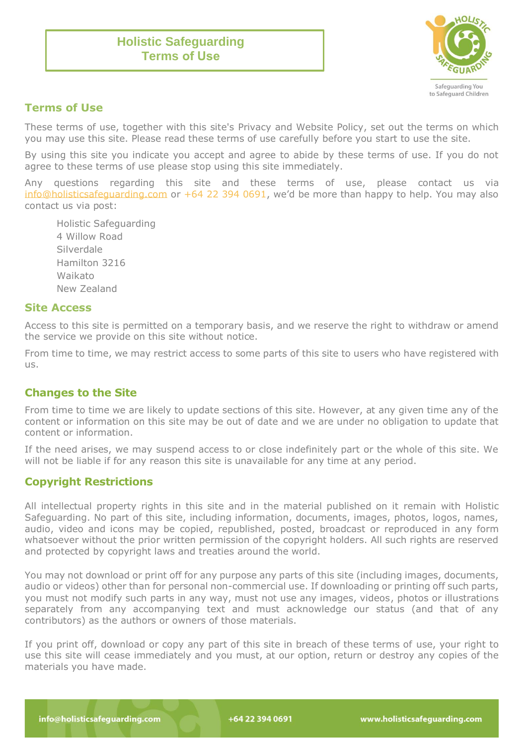# Holistic Safeguarding Terms of Use

## Terms of Use

These terms of use, together with this site's Privacy and Website Policy, set out the terms on which you may use this site. Please read these terms of use carefully before you start to use the site.

By using this site you indicate you accept and agree to abide by these terms of use. If you do not agree to these terms of use please stop using this site immediately.

Any questions regarding this site and these terms of use, please contact us via info@holisticsafeguarding.com or +64 22 394 0691, we'd be more than happy to help. You may also contact us via post:

Holistic Safeguarding
4 Willow Road
Silverdale
Hamilton 3216
Waikato
New Zealand

## Site Access

Access to this site is permitted on a temporary basis, and we reserve the right to withdraw or amend the service we provide on this site without notice.

From time to time, we may restrict access to some parts of this site to users who have registered with us.

## Changes to the Site

From time to time we are likely to update sections of this site. However, at any given time any of the content or information on this site may be out of date and we are under no obligation to update that content or information.

If the need arises, we may suspend access to or close indefinitely part or the whole of this site. We will not be liable if for any reason this site is unavailable for any time at any period.

## Copyright Restrictions

All intellectual property rights in this site and in the material published on it remain with Holistic Safeguarding. No part of this site, including information, documents, images, photos, logos, names, audio, video and icons may be copied, republished, posted, broadcast or reproduced in any form whatsoever without the prior written permission of the copyright holders. All such rights are reserved and protected by copyright laws and treaties around the world.

You may not download or print off for any purpose any parts of this site (including images, documents, audio or videos) other than for personal non-commercial use. If downloading or printing off such parts, you must not modify such parts in any way, must not use any images, videos, photos or illustrations separately from any accompanying text and must acknowledge our status (and that of any contributors) as the authors or owners of those materials.

If you print off, download or copy any part of this site in breach of these terms of use, your right to use this site will cease immediately and you must, at our option, return or destroy any copies of the materials you have made.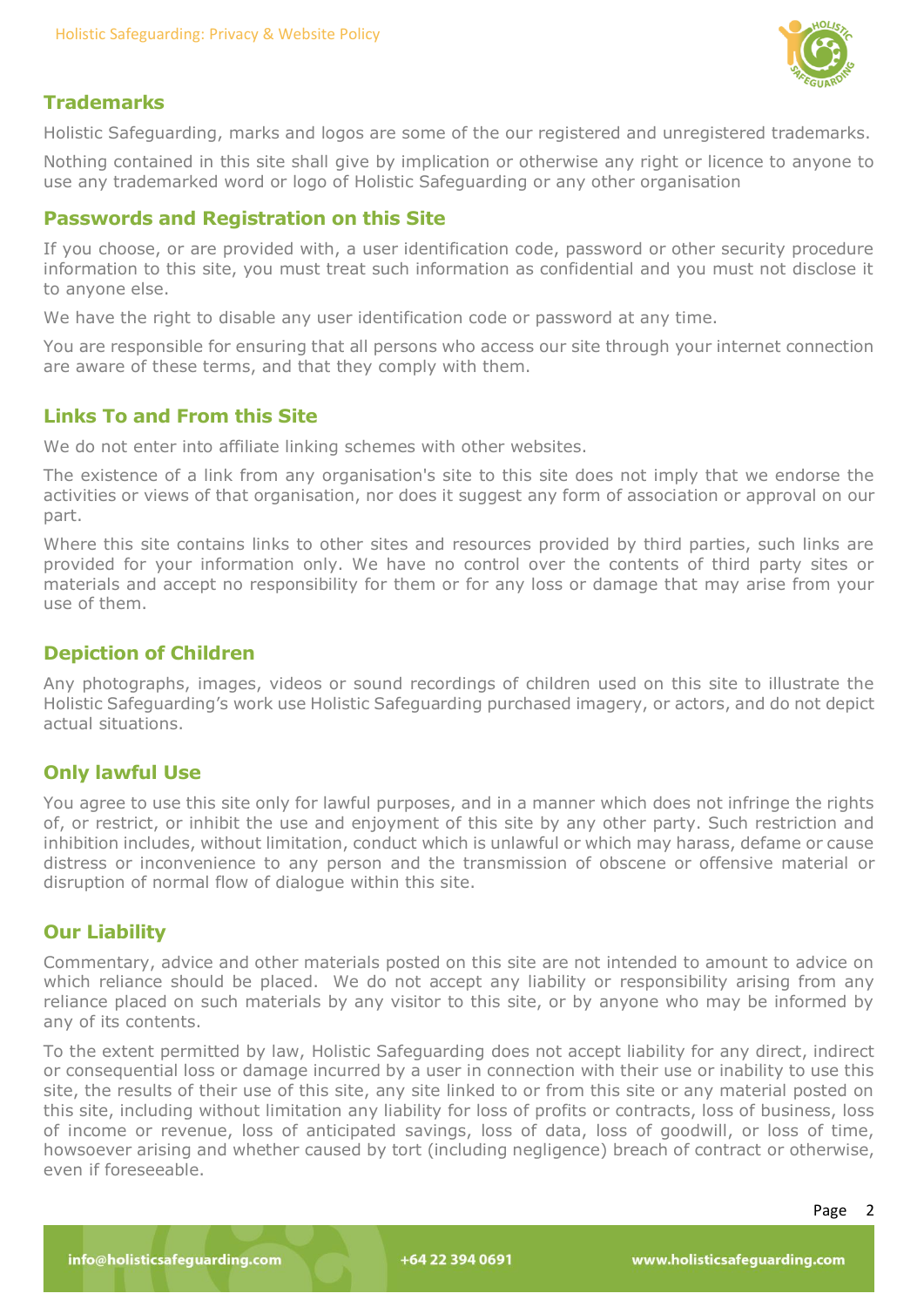## Trademarks

Holistic Safeguarding, marks and logos are some of the our registered and unregistered trademarks.

Nothing contained in this site shall give by implication or otherwise any right or licence to anyone to use any trademarked word or logo of Holistic Safeguarding or any other organisation

## Passwords and Registration on this Site

If you choose, or are provided with, a user identification code, password or other security procedure information to this site, you must treat such information as confidential and you must not disclose it to anyone else.

We have the right to disable any user identification code or password at any time.

You are responsible for ensuring that all persons who access our site through your internet connection are aware of these terms, and that they comply with them.

## Links To and From this Site

We do not enter into affiliate linking schemes with other websites.

The existence of a link from any organisation's site to this site does not imply that we endorse the activities or views of that organisation, nor does it suggest any form of association or approval on our part.

Where this site contains links to other sites and resources provided by third parties, such links are provided for your information only. We have no control over the contents of third party sites or materials and accept no responsibility for them or for any loss or damage that may arise from your use of them.

## Depiction of Children

Any photographs, images, videos or sound recordings of children used on this site to illustrate the Holistic Safeguarding's work use Holistic Safeguarding purchased imagery, or actors, and do not depict actual situations.

## Only lawful Use

You agree to use this site only for lawful purposes, and in a manner which does not infringe the rights of, or restrict, or inhibit the use and enjoyment of this site by any other party. Such restriction and inhibition includes, without limitation, conduct which is unlawful or which may harass, defame or cause distress or inconvenience to any person and the transmission of obscene or offensive material or disruption of normal flow of dialogue within this site.

## Our Liability

Commentary, advice and other materials posted on this site are not intended to amount to advice on which reliance should be placed. We do not accept any liability or responsibility arising from any reliance placed on such materials by any visitor to this site, or by anyone who may be informed by any of its contents.

To the extent permitted by law, Holistic Safeguarding does not accept liability for any direct, indirect or consequential loss or damage incurred by a user in connection with their use or inability to use this site, the results of their use of this site, any site linked to or from this site or any material posted on this site, including without limitation any liability for loss of profits or contracts, loss of business, loss of income or revenue, loss of anticipated savings, loss of data, loss of goodwill, or loss of time, howsoever arising and whether caused by tort (including negligence) breach of contract or otherwise, even if foreseeable.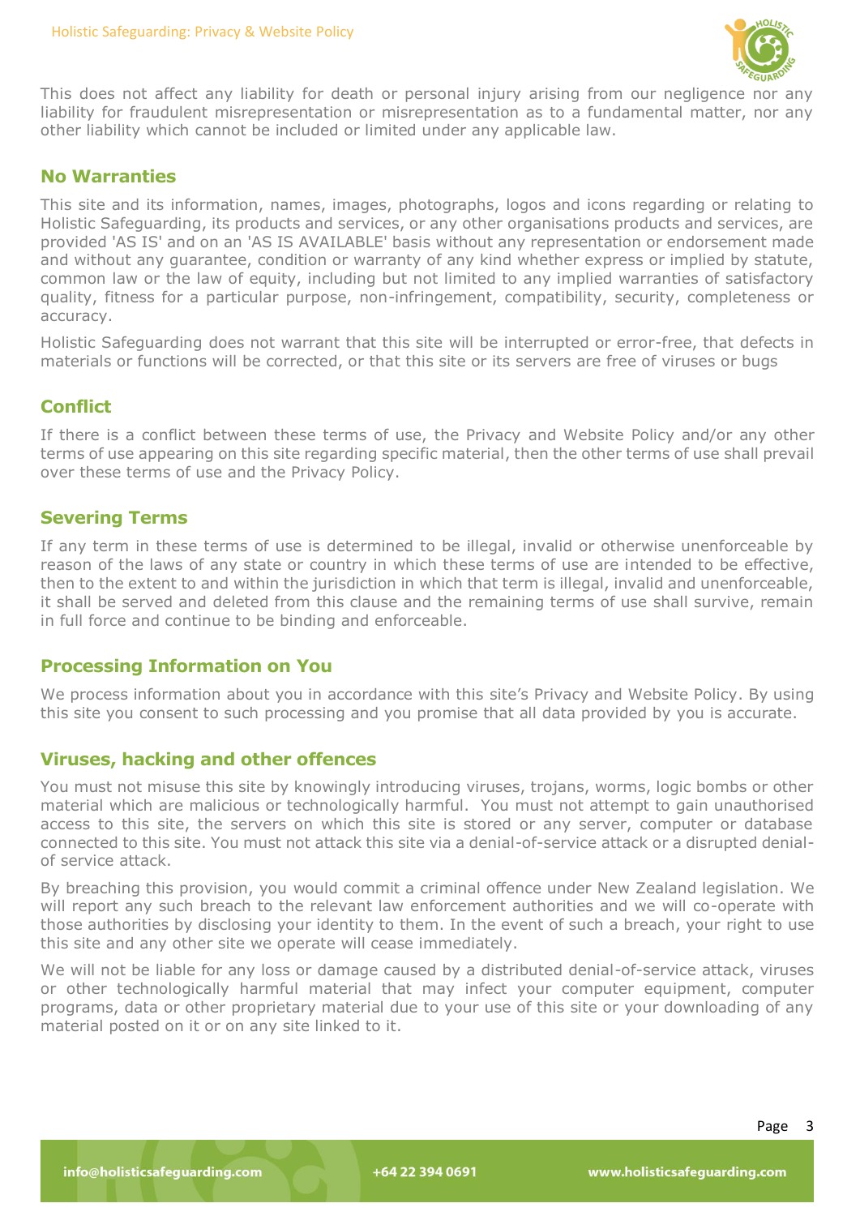This does not affect any liability for death or personal injury arising from our negligence nor any liability for fraudulent misrepresentation or misrepresentation as to a fundamental matter, nor any other liability which cannot be included or limited under any applicable law.

## No Warranties

This site and its information, names, images, photographs, logos and icons regarding or relating to Holistic Safeguarding, its products and services, or any other organisations products and services, are provided 'AS IS' and on an 'AS IS AVAILABLE' basis without any representation or endorsement made and without any guarantee, condition or warranty of any kind whether express or implied by statute, common law or the law of equity, including but not limited to any implied warranties of satisfactory quality, fitness for a particular purpose, non-infringement, compatibility, security, completeness or accuracy.

Holistic Safeguarding does not warrant that this site will be interrupted or error-free, that defects in materials or functions will be corrected, or that this site or its servers are free of viruses or bugs

## Conflict

If there is a conflict between these terms of use, the Privacy and Website Policy and/or any other terms of use appearing on this site regarding specific material, then the other terms of use shall prevail over these terms of use and the Privacy Policy.

## Severing Terms

If any term in these terms of use is determined to be illegal, invalid or otherwise unenforceable by reason of the laws of any state or country in which these terms of use are intended to be effective, then to the extent to and within the jurisdiction in which that term is illegal, invalid and unenforceable, it shall be served and deleted from this clause and the remaining terms of use shall survive, remain in full force and continue to be binding and enforceable.

## Processing Information on You

We process information about you in accordance with this site's Privacy and Website Policy. By using this site you consent to such processing and you promise that all data provided by you is accurate.

## Viruses, hacking and other offences

You must not misuse this site by knowingly introducing viruses, trojans, worms, logic bombs or other material which are malicious or technologically harmful. You must not attempt to gain unauthorised access to this site, the servers on which this site is stored or any server, computer or database connected to this site. You must not attack this site via a denial-of-service attack or a disrupted denial-of service attack.

By breaching this provision, you would commit a criminal offence under New Zealand legislation. We will report any such breach to the relevant law enforcement authorities and we will co-operate with those authorities by disclosing your identity to them. In the event of such a breach, your right to use this site and any other site we operate will cease immediately.

We will not be liable for any loss or damage caused by a distributed denial-of-service attack, viruses or other technologically harmful material that may infect your computer equipment, computer programs, data or other proprietary material due to your use of this site or your downloading of any material posted on it or on any site linked to it.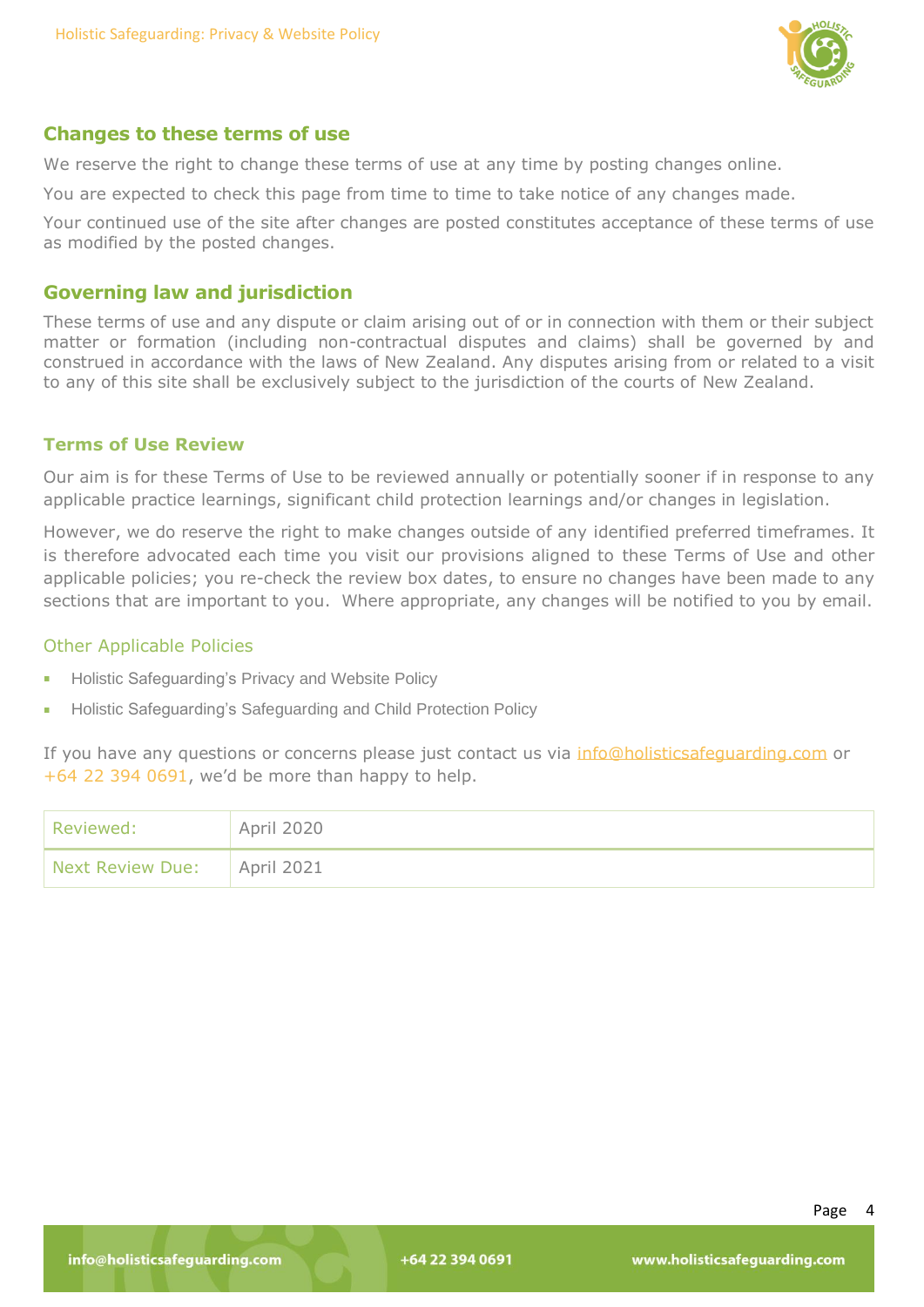## Changes to these terms of use

We reserve the right to change these terms of use at any time by posting changes online.

You are expected to check this page from time to time to take notice of any changes made.

Your continued use of the site after changes are posted constitutes acceptance of these terms of use as modified by the posted changes.

## Governing law and jurisdiction

These terms of use and any dispute or claim arising out of or in connection with them or their subject matter or formation (including non-contractual disputes and claims) shall be governed by and construed in accordance with the laws of New Zealand. Any disputes arising from or related to a visit to any of this site shall be exclusively subject to the jurisdiction of the courts of New Zealand.

### Terms of Use Review

Our aim is for these Terms of Use to be reviewed annually or potentially sooner if in response to any applicable practice learnings, significant child protection learnings and/or changes in legislation.

However, we do reserve the right to make changes outside of any identified preferred timeframes. It is therefore advocated each time you visit our provisions aligned to these Terms of Use and other applicable policies; you re-check the review box dates, to ensure no changes have been made to any sections that are important to you. Where appropriate, any changes will be notified to you by email.

### Other Applicable Policies

- Holistic Safeguarding's Privacy and Website Policy
- Holistic Safeguarding's Safeguarding and Child Protection Policy

If you have any questions or concerns please just contact us via info@holisticsafeguarding.com or +64 22 394 0691, we'd be more than happy to help.

| | |
|---|---|
| Reviewed: | April 2020 |
| Next Review Due: | April 2021 |